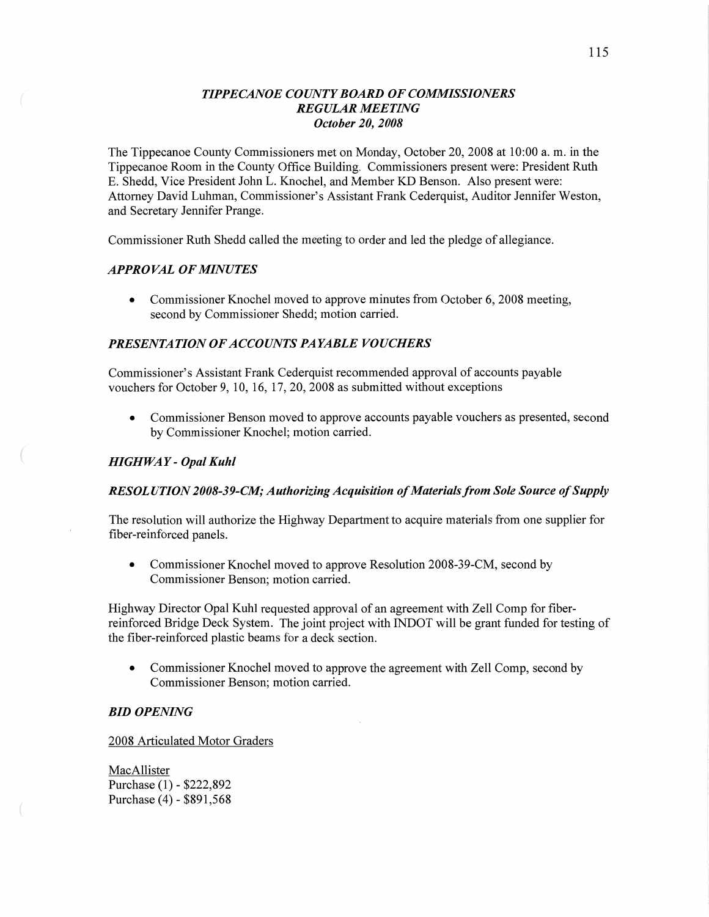# *TIPPECANOE COUNTY BOARD OF COMMISSIONERS*
## *REGULAR MEETING*
### *October 20, 2008*

The Tippecanoe County Commissioners met on Monday, October 20, 2008 at 10:00 a. m. in the Tippecanoe Room in the County Office Building. Commissioners present were: President Ruth E. Shedd, Vice President John L. Knochel, and Member KD Benson. Also present were: Attorney David Luhman, Commissioner's Assistant Frank Cederquist, Auditor Jennifer Weston, and Secretary Jennifer Prange.

Commissioner Ruth Shedd called the meeting to order and led the pledge of allegiance.

### *APPROVAL OF MINUTES*

- Commissioner Knochel moved to approve minutes from October 6, 2008 meeting, second by Commissioner Shedd; motion carried.

### *PRESENTATION OF ACCOUNTS PAYABLE VOUCHERS*

Commissioner's Assistant Frank Cederquist recommended approval of accounts payable vouchers for October 9, 10, 16, 17, 20, 2008 as submitted without exceptions

- Commissioner Benson moved to approve accounts payable vouchers as presented, second by Commissioner Knochel; motion carried.

### *HIGHWAY - Opal Kuhl*

### *RESOLUTION 2008-39-CM; Authorizing Acquisition of Materials from Sole Source of Supply*

The resolution will authorize the Highway Department to acquire materials from one supplier for fiber-reinforced panels.

- Commissioner Knochel moved to approve Resolution 2008-39-CM, second by Commissioner Benson; motion carried.

Highway Director Opal Kuhl requested approval of an agreement with Zell Comp for fiber-reinforced Bridge Deck System. The joint project with INDOT will be grant funded for testing of the fiber-reinforced plastic beams for a deck section.

- Commissioner Knochel moved to approve the agreement with Zell Comp, second by Commissioner Benson; motion carried.

### *BID OPENING*

<u>2008 Articulated Motor Graders</u>

<u>MacAllister</u>
Purchase (1) - $222,892
Purchase (4) - $891,568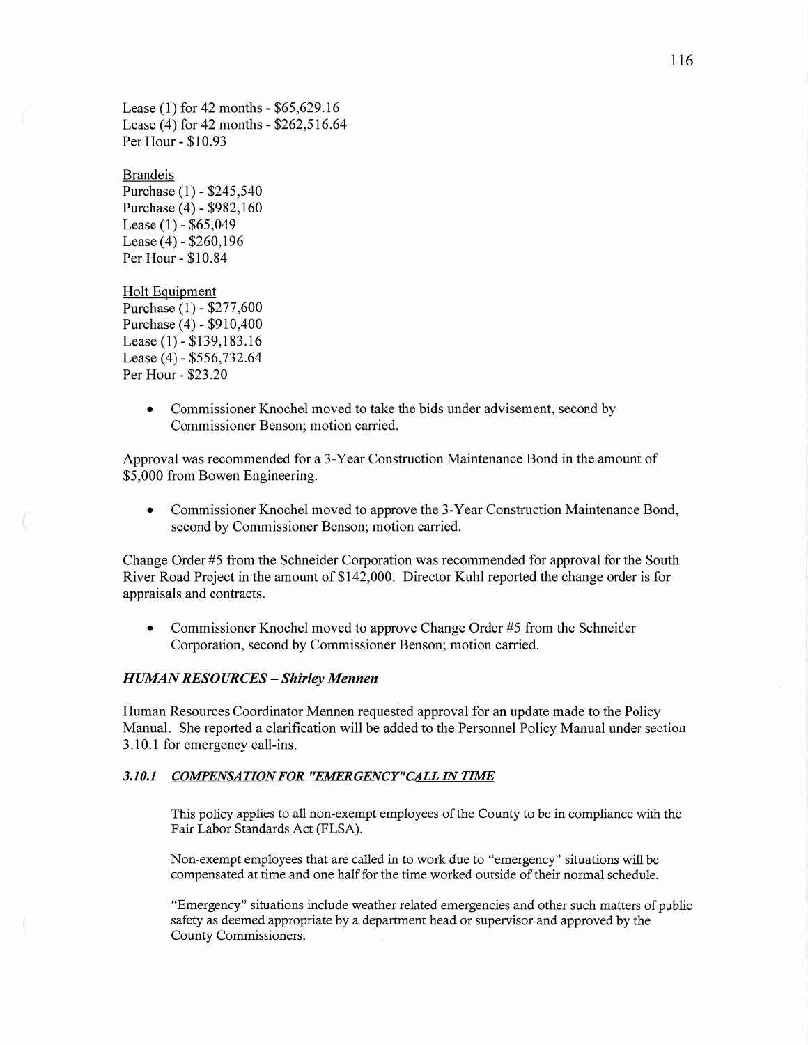Lease (1) for 42 months - $65,629.16
Lease (4) for 42 months - $262,516.64
Per Hour - $10.93

<u>Brandeis</u>
Purchase (1) - $245,540
Purchase (4) - $982,160
Lease (1) - $65,049
Lease (4) - $260,196
Per Hour - $10.84

<u>Holt Equipment</u>
Purchase (1) - $277,600
Purchase (4) - $910,400
Lease (1) - $139,183.16
Lease (4) - $556,732.64
Per Hour - $23.20

- Commissioner Knochel moved to take the bids under advisement, second by Commissioner Benson; motion carried.

Approval was recommended for a 3-Year Construction Maintenance Bond in the amount of $5,000 from Bowen Engineering.

- Commissioner Knochel moved to approve the 3-Year Construction Maintenance Bond, second by Commissioner Benson; motion carried.

Change Order #5 from the Schneider Corporation was recommended for approval for the South River Road Project in the amount of $142,000. Director Kuhl reported the change order is for appraisals and contracts.

- Commissioner Knochel moved to approve Change Order #5 from the Schneider Corporation, second by Commissioner Benson; motion carried.

### *HUMAN RESOURCES – Shirley Mennen*

Human Resources Coordinator Mennen requested approval for an update made to the Policy Manual. She reported a clarification will be added to the Personnel Policy Manual under section 3.10.1 for emergency call-ins.

#### *3.10.1 <u>COMPENSATION FOR "EMERGENCY" CALL IN TIME</u>*

> This policy applies to all non-exempt employees of the County to be in compliance with the Fair Labor Standards Act (FLSA).
>
> Non-exempt employees that are called in to work due to "emergency" situations will be compensated at time and one half for the time worked outside of their normal schedule.
>
> "Emergency" situations include weather related emergencies and other such matters of public safety as deemed appropriate by a department head or supervisor and approved by the County Commissioners.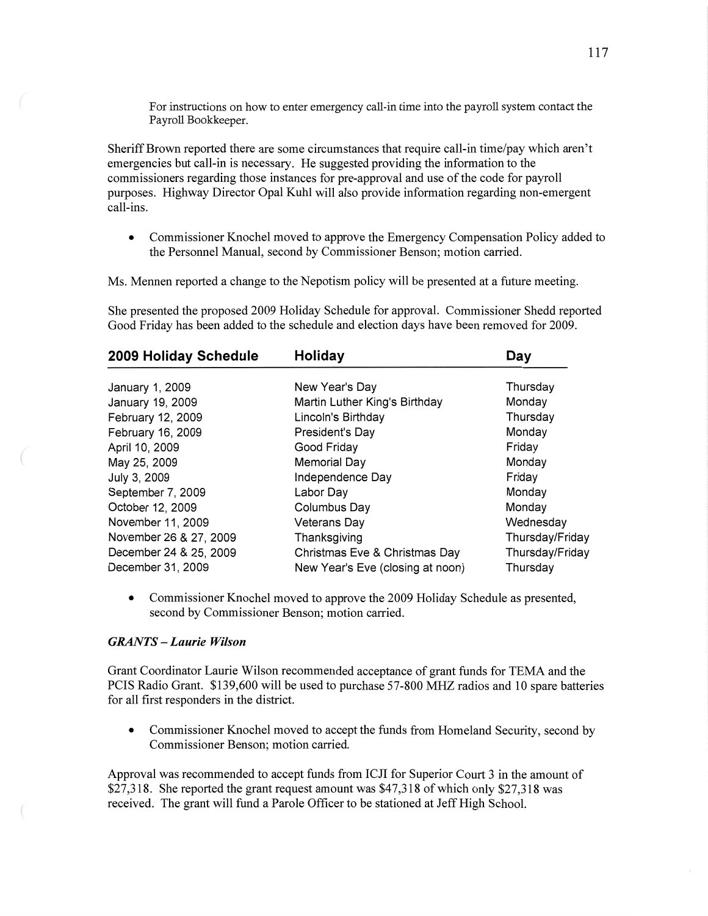For instructions on how to enter emergency call-in time into the payroll system contact the Payroll Bookkeeper.

Sheriff Brown reported there are some circumstances that require call-in time/pay which aren't emergencies but call-in is necessary. He suggested providing the information to the commissioners regarding those instances for pre-approval and use of the code for payroll purposes. Highway Director Opal Kuhl will also provide information regarding non-emergent call-ins.

- Commissioner Knochel moved to approve the Emergency Compensation Policy added to the Personnel Manual, second by Commissioner Benson; motion carried.

Ms. Mennen reported a change to the Nepotism policy will be presented at a future meeting.

She presented the proposed 2009 Holiday Schedule for approval. Commissioner Shedd reported Good Friday has been added to the schedule and election days have been removed for 2009.

| 2009 Holiday Schedule | Holiday | Day |
|---|---|---|
| January 1, 2009 | New Year's Day | Thursday |
| January 19, 2009 | Martin Luther King's Birthday | Monday |
| February 12, 2009 | Lincoln's Birthday | Thursday |
| February 16, 2009 | President's Day | Monday |
| April 10, 2009 | Good Friday | Friday |
| May 25, 2009 | Memorial Day | Monday |
| July 3, 2009 | Independence Day | Friday |
| September 7, 2009 | Labor Day | Monday |
| October 12, 2009 | Columbus Day | Monday |
| November 11, 2009 | Veterans Day | Wednesday |
| November 26 & 27, 2009 | Thanksgiving | Thursday/Friday |
| December 24 & 25, 2009 | Christmas Eve & Christmas Day | Thursday/Friday |
| December 31, 2009 | New Year's Eve (closing at noon) | Thursday |

- Commissioner Knochel moved to approve the 2009 Holiday Schedule as presented, second by Commissioner Benson; motion carried.

***GRANTS – Laurie Wilson***

Grant Coordinator Laurie Wilson recommended acceptance of grant funds for TEMA and the PCIS Radio Grant. $139,600 will be used to purchase 57-800 MHZ radios and 10 spare batteries for all first responders in the district.

- Commissioner Knochel moved to accept the funds from Homeland Security, second by Commissioner Benson; motion carried.

Approval was recommended to accept funds from ICJI for Superior Court 3 in the amount of $27,318. She reported the grant request amount was $47,318 of which only $27,318 was received. The grant will fund a Parole Officer to be stationed at Jeff High School.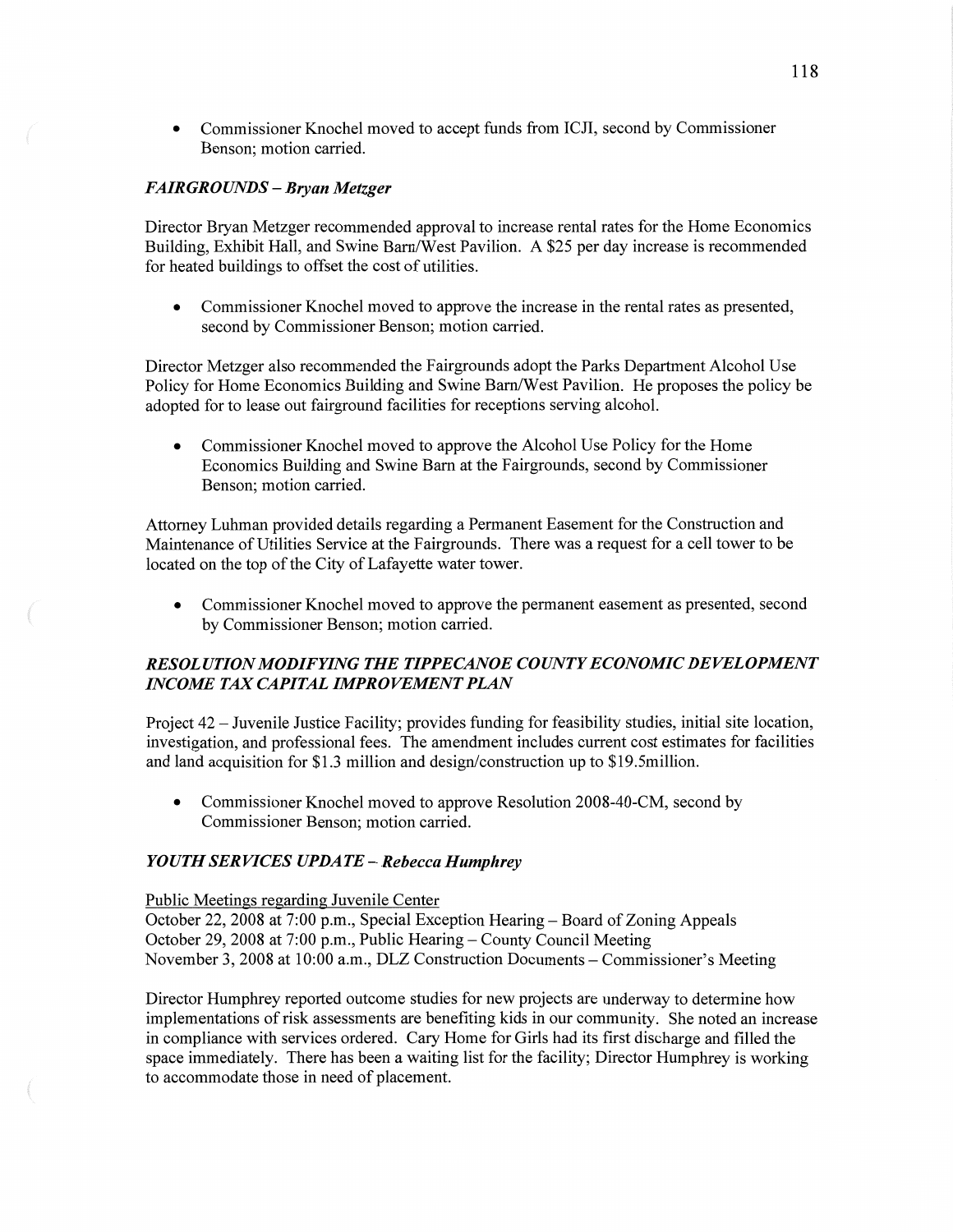- Commissioner Knochel moved to accept funds from ICJI, second by Commissioner Benson; motion carried.

### *FAIRGROUNDS – Bryan Metzger*

Director Bryan Metzger recommended approval to increase rental rates for the Home Economics Building, Exhibit Hall, and Swine Barn/West Pavilion. A $25 per day increase is recommended for heated buildings to offset the cost of utilities.

- Commissioner Knochel moved to approve the increase in the rental rates as presented, second by Commissioner Benson; motion carried.

Director Metzger also recommended the Fairgrounds adopt the Parks Department Alcohol Use Policy for Home Economics Building and Swine Barn/West Pavilion. He proposes the policy be adopted for to lease out fairground facilities for receptions serving alcohol.

- Commissioner Knochel moved to approve the Alcohol Use Policy for the Home Economics Building and Swine Barn at the Fairgrounds, second by Commissioner Benson; motion carried.

Attorney Luhman provided details regarding a Permanent Easement for the Construction and Maintenance of Utilities Service at the Fairgrounds. There was a request for a cell tower to be located on the top of the City of Lafayette water tower.

- Commissioner Knochel moved to approve the permanent easement as presented, second by Commissioner Benson; motion carried.

### *RESOLUTION MODIFYING THE TIPPECANOE COUNTY ECONOMIC DEVELOPMENT INCOME TAX CAPITAL IMPROVEMENT PLAN*

Project 42 – Juvenile Justice Facility; provides funding for feasibility studies, initial site location, investigation, and professional fees. The amendment includes current cost estimates for facilities and land acquisition for $1.3 million and design/construction up to $19.5million.

- Commissioner Knochel moved to approve Resolution 2008-40-CM, second by Commissioner Benson; motion carried.

### *YOUTH SERVICES UPDATE – Rebecca Humphrey*

Public Meetings regarding Juvenile Center
October 22, 2008 at 7:00 p.m., Special Exception Hearing – Board of Zoning Appeals
October 29, 2008 at 7:00 p.m., Public Hearing – County Council Meeting
November 3, 2008 at 10:00 a.m., DLZ Construction Documents – Commissioner's Meeting

Director Humphrey reported outcome studies for new projects are underway to determine how implementations of risk assessments are benefiting kids in our community. She noted an increase in compliance with services ordered. Cary Home for Girls had its first discharge and filled the space immediately. There has been a waiting list for the facility; Director Humphrey is working to accommodate those in need of placement.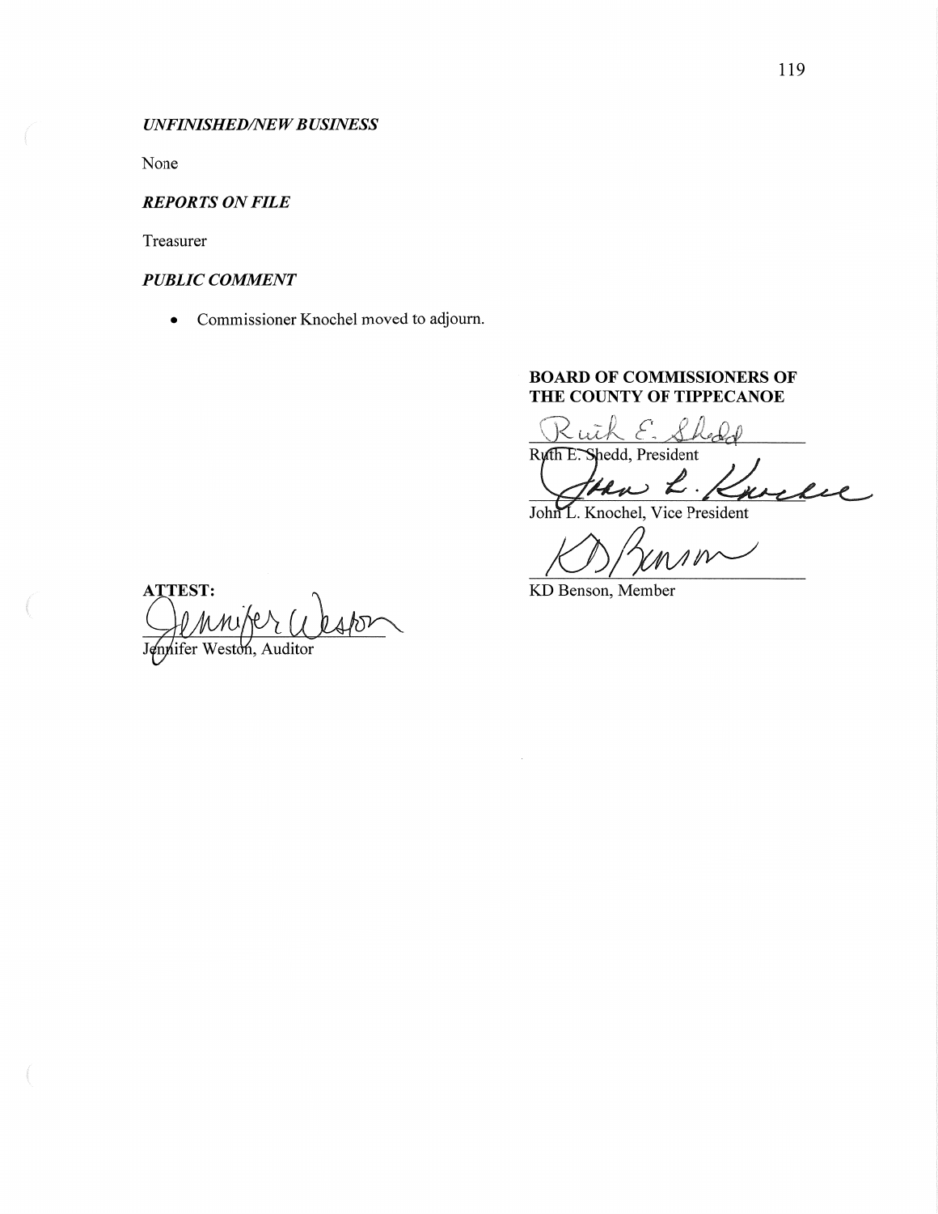***UNFINISHED/NEW BUSINESS***

None

***REPORTS ON FILE***

Treasurer

***PUBLIC COMMENT***

- Commissioner Knochel moved to adjourn.

**BOARD OF COMMISSIONERS OF THE COUNTY OF TIPPECANOE**

Ruth E. Shedd, President

John L. Knochel, Vice President

KD Benson, Member

**ATTEST:**

Jennifer Weston, Auditor